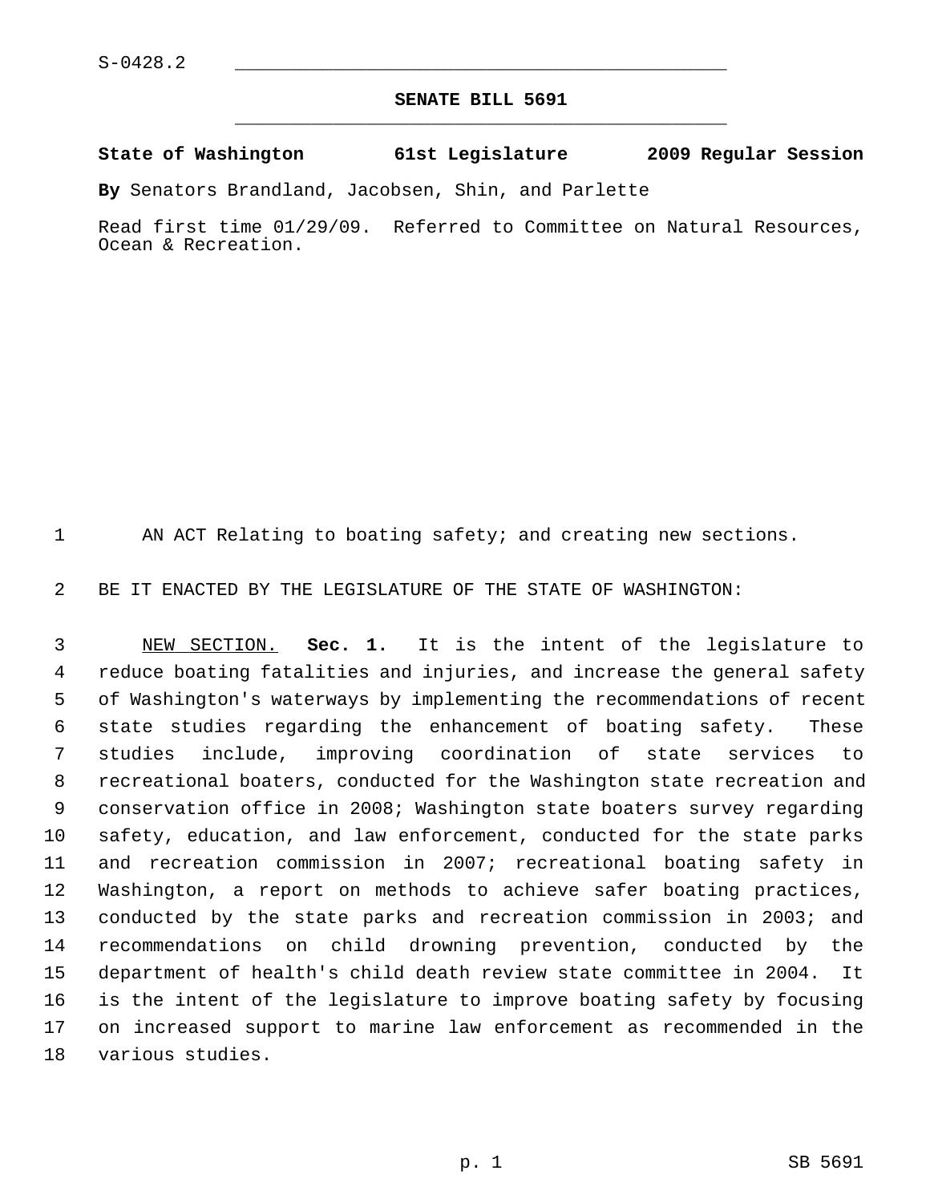S-0428.2

**SENATE BILL 5691**

**State of Washington 61st Legislature 2009 Regular Session**

**By** Senators Brandland, Jacobsen, Shin, and Parlette

Read first time 01/29/09. Referred to Committee on Natural Resources, Ocean & Recreation.

AN ACT Relating to boating safety; and creating new sections.

BE IT ENACTED BY THE LEGISLATURE OF THE STATE OF WASHINGTON:

NEW SECTION. **Sec. 1.** It is the intent of the legislature to reduce boating fatalities and injuries, and increase the general safety of Washington's waterways by implementing the recommendations of recent state studies regarding the enhancement of boating safety. These studies include, improving coordination of state services to recreational boaters, conducted for the Washington state recreation and conservation office in 2008; Washington state boaters survey regarding safety, education, and law enforcement, conducted for the state parks and recreation commission in 2007; recreational boating safety in Washington, a report on methods to achieve safer boating practices, conducted by the state parks and recreation commission in 2003; and recommendations on child drowning prevention, conducted by the department of health's child death review state committee in 2004. It is the intent of the legislature to improve boating safety by focusing on increased support to marine law enforcement as recommended in the various studies.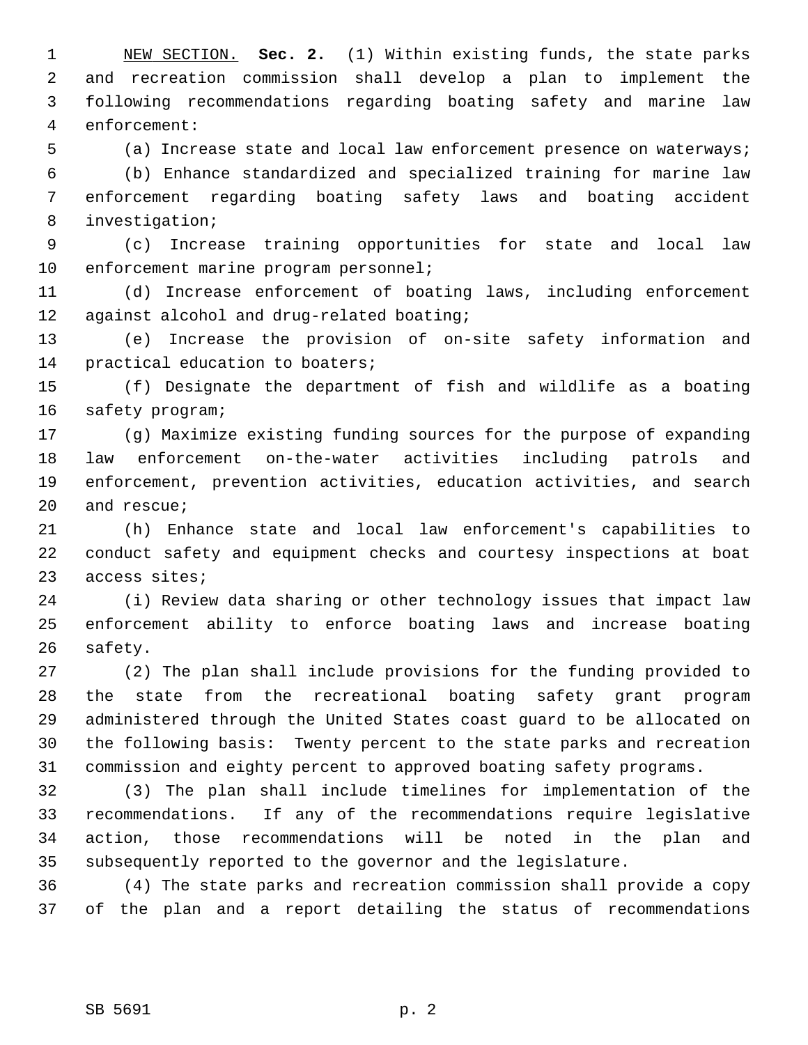NEW SECTION. **Sec. 2.** (1) Within existing funds, the state parks and recreation commission shall develop a plan to implement the following recommendations regarding boating safety and marine law enforcement:

(a) Increase state and local law enforcement presence on waterways;

(b) Enhance standardized and specialized training for marine law enforcement regarding boating safety laws and boating accident investigation;

(c) Increase training opportunities for state and local law enforcement marine program personnel;

(d) Increase enforcement of boating laws, including enforcement against alcohol and drug-related boating;

(e) Increase the provision of on-site safety information and practical education to boaters;

(f) Designate the department of fish and wildlife as a boating safety program;

(g) Maximize existing funding sources for the purpose of expanding law enforcement on-the-water activities including patrols and enforcement, prevention activities, education activities, and search and rescue;

(h) Enhance state and local law enforcement's capabilities to conduct safety and equipment checks and courtesy inspections at boat access sites;

(i) Review data sharing or other technology issues that impact law enforcement ability to enforce boating laws and increase boating safety.

(2) The plan shall include provisions for the funding provided to the state from the recreational boating safety grant program administered through the United States coast guard to be allocated on the following basis: Twenty percent to the state parks and recreation commission and eighty percent to approved boating safety programs.

(3) The plan shall include timelines for implementation of the recommendations. If any of the recommendations require legislative action, those recommendations will be noted in the plan and subsequently reported to the governor and the legislature.

(4) The state parks and recreation commission shall provide a copy of the plan and a report detailing the status of recommendations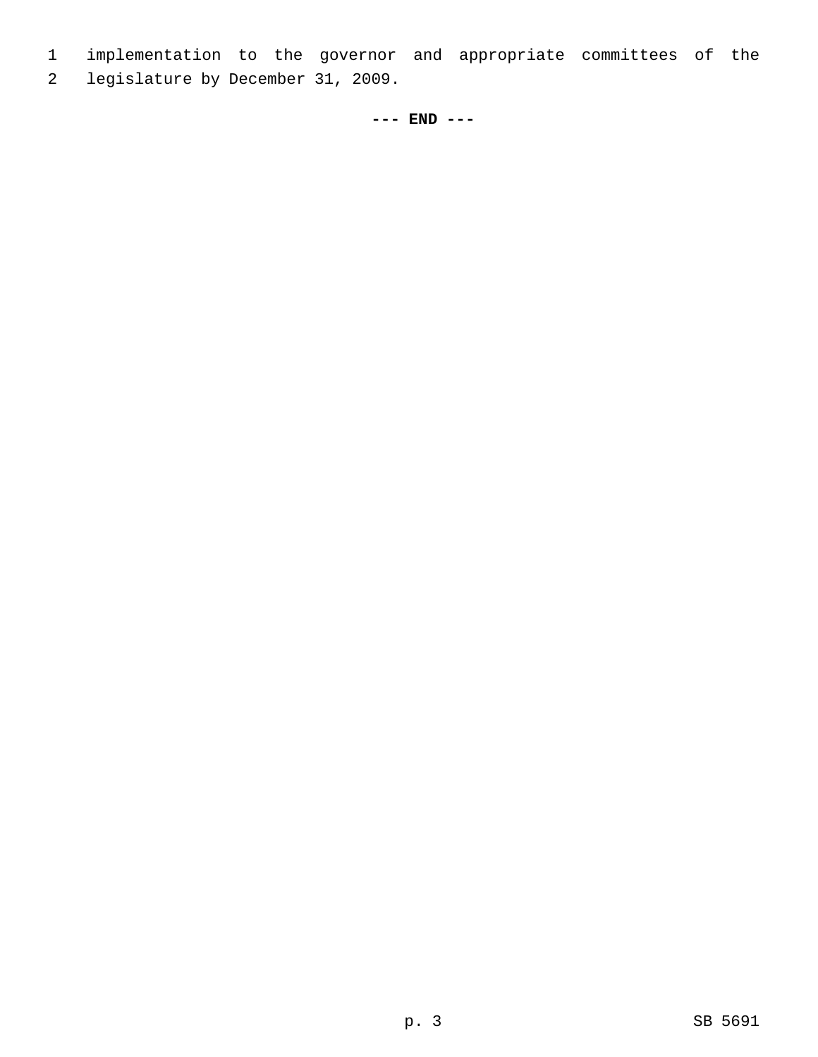implementation to the governor and appropriate committees of the legislature by December 31, 2009.

**--- END ---**